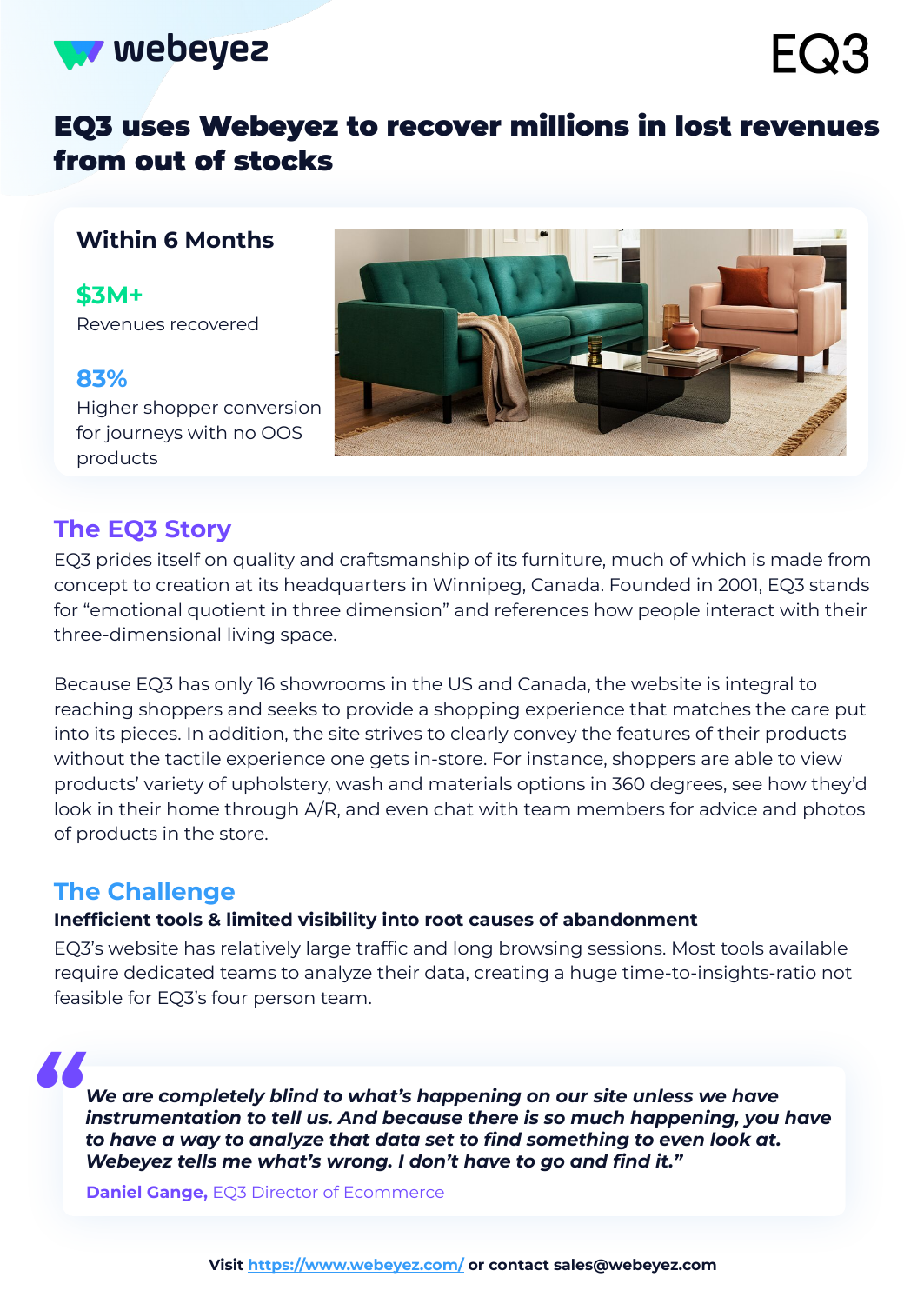webeyez

EQ3

# EQ3 uses Webeyez to recover millions in lost revenues from out of stocks

### Within 6 Months

**$3M+**
Revenues recovered

**83%**
Higher shopper conversion for journeys with no OOS products

## The EQ3 Story

EQ3 prides itself on quality and craftsmanship of its furniture, much of which is made from concept to creation at its headquarters in Winnipeg, Canada. Founded in 2001, EQ3 stands for "emotional quotient in three dimension" and references how people interact with their three-dimensional living space.

Because EQ3 has only 16 showrooms in the US and Canada, the website is integral to reaching shoppers and seeks to provide a shopping experience that matches the care put into its pieces. In addition, the site strives to clearly convey the features of their products without the tactile experience one gets in-store. For instance, shoppers are able to view products' variety of upholstery, wash and materials options in 360 degrees, see how they'd look in their home through A/R, and even chat with team members for advice and photos of products in the store.

## The Challenge

**Inefficient tools & limited visibility into root causes of abandonment**

EQ3's website has relatively large traffic and long browsing sessions. Most tools available require dedicated teams to analyze their data, creating a huge time-to-insights-ratio not feasible for EQ3's four person team.

> ***We are completely blind to what's happening on our site unless we have instrumentation to tell us. And because there is so much happening, you have to have a way to analyze that data set to find something to even look at. Webeyez tells me what's wrong. I don't have to go and find it."***
>
> **Daniel Gange,** EQ3 Director of Ecommerce

**Visit https://www.webeyez.com/ or contact sales@webeyez.com**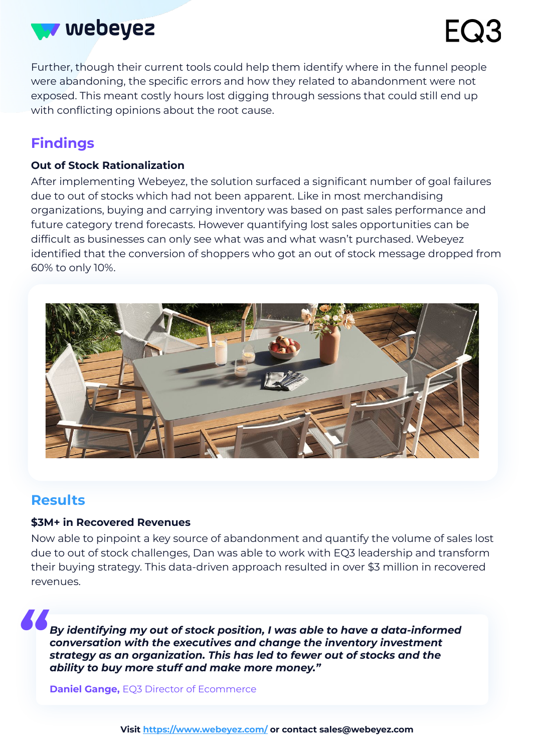Further, though their current tools could help them identify where in the funnel people were abandoning, the specific errors and how they related to abandonment were not exposed. This meant costly hours lost digging through sessions that could still end up with conflicting opinions about the root cause.

## Findings

### Out of Stock Rationalization

After implementing Webeyez, the solution surfaced a significant number of goal failures due to out of stocks which had not been apparent. Like in most merchandising organizations, buying and carrying inventory was based on past sales performance and future category trend forecasts. However quantifying lost sales opportunities can be difficult as businesses can only see what was and what wasn't purchased. Webeyez identified that the conversion of shoppers who got an out of stock message dropped from 60% to only 10%.

## Results

### $3M+ in Recovered Revenues

Now able to pinpoint a key source of abandonment and quantify the volume of sales lost due to out of stock challenges, Dan was able to work with EQ3 leadership and transform their buying strategy. This data-driven approach resulted in over $3 million in recovered revenues.

> ***By identifying my out of stock position, I was able to have a data-informed conversation with the executives and change the inventory investment strategy as an organization. This has led to fewer out of stocks and the ability to buy more stuff and make more money."***
>
> **Daniel Gange,** EQ3 Director of Ecommerce

**Visit [https://www.webeyez.com/](https://www.webeyez.com/) or contact sales@webeyez.com**